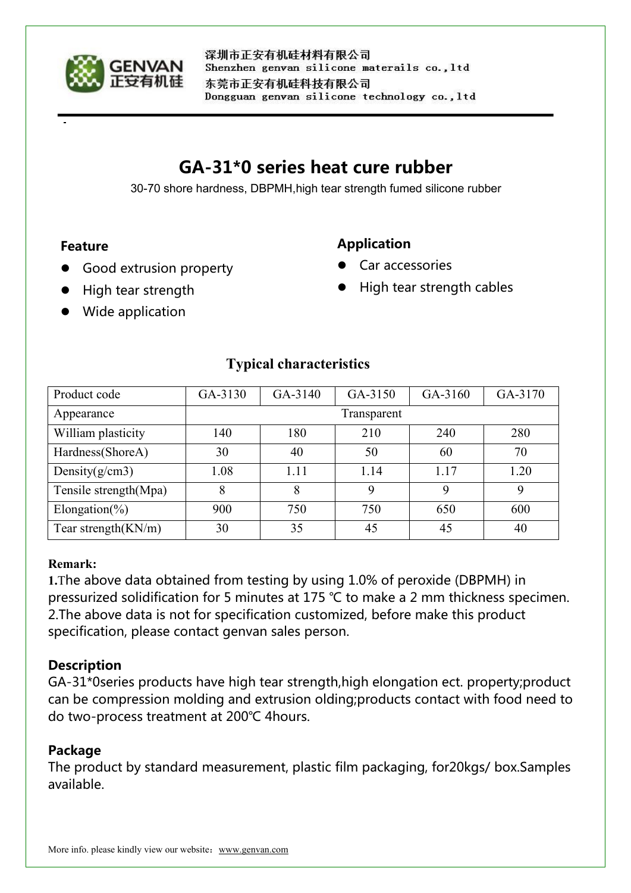深圳市正安有机硅材料有限公司
Shenzhen genvan silicone materails co.,ltd
东莞市正安有机硅科技有限公司
Dongguan genvan silicone technology co.,ltd

# GA-31*0 series heat cure rubber

30-70 shore hardness, DBPMH,high tear strength fumed silicone rubber

### Feature

- Good extrusion property
- High tear strength
- Wide application

### Application

- Car accessories
- High tear strength cables

## Typical characteristics

| Product code | GA-3130 | GA-3140 | GA-3150 | GA-3160 | GA-3170 |
|---|---|---|---|---|---|
| Appearance | Transparent | | | | |
| William plasticity | 140 | 180 | 210 | 240 | 280 |
| Hardness(ShoreA) | 30 | 40 | 50 | 60 | 70 |
| Density(g/cm3) | 1.08 | 1.11 | 1.14 | 1.17 | 1.20 |
| Tensile strength(Mpa) | 8 | 8 | 9 | 9 | 9 |
| Elongation(%) | 900 | 750 | 750 | 650 | 600 |
| Tear strength(KN/m) | 30 | 35 | 45 | 45 | 40 |

**Remark:**

**1.**The above data obtained from testing by using 1.0% of peroxide (DBPMH) in pressurized solidification for 5 minutes at 175 ℃ to make a 2 mm thickness specimen.
2.The above data is not for specification customized, before make this product specification, please contact genvan sales person.

### Description

GA-31*0series products have high tear strength,high elongation ect. property;product can be compression molding and extrusion olding;products contact with food need to do two-process treatment at 200℃ 4hours.

### Package

The product by standard measurement, plastic film packaging, for20kgs/ box.Samples available.

More info. please kindly view our website：www.genvan.com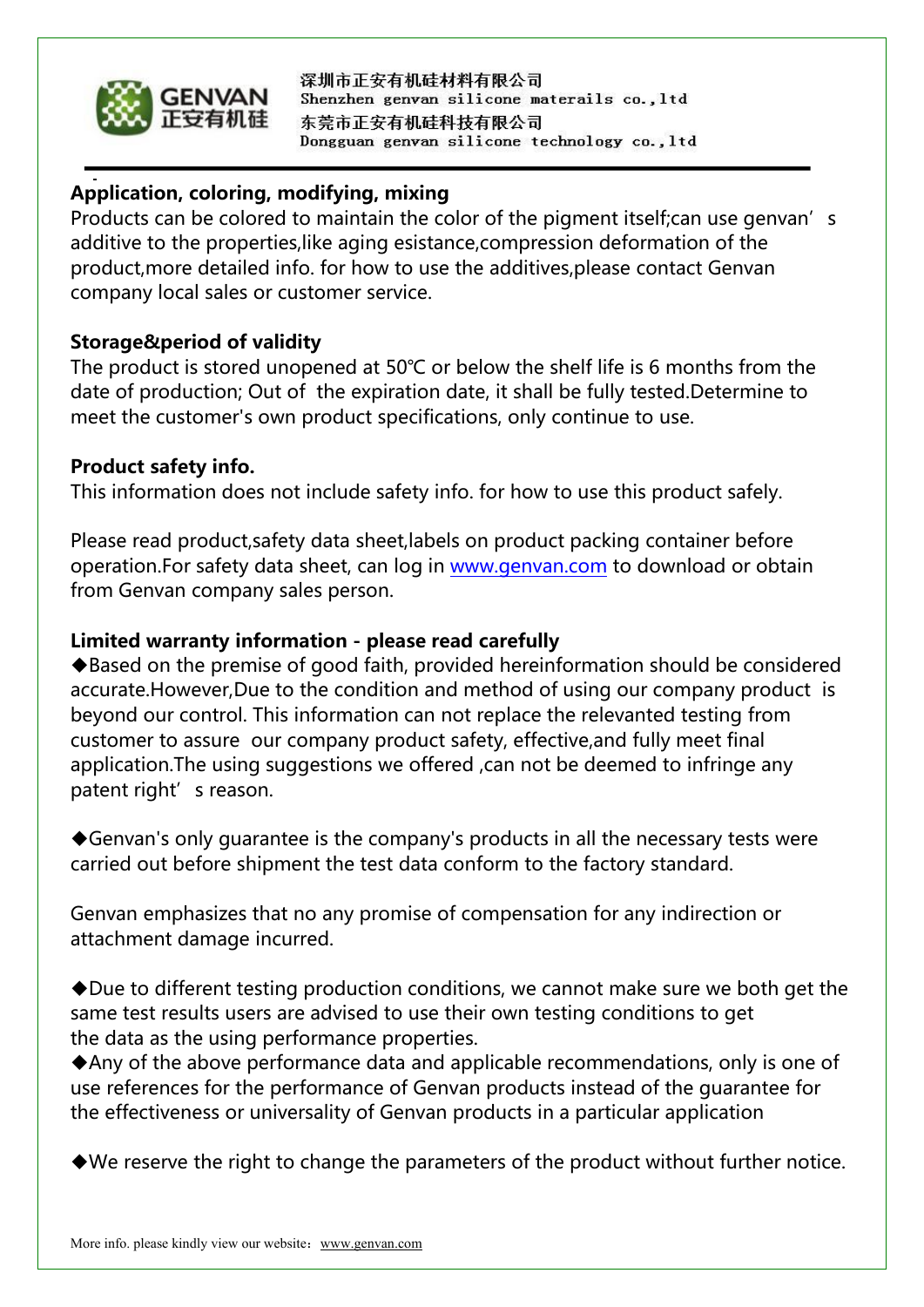## Application, coloring, modifying, mixing

Products can be colored to maintain the color of the pigment itself;can use genvan's additive to the properties,like aging esistance,compression deformation of the product,more detailed info. for how to use the additives,please contact Genvan company local sales or customer service.

## Storage&period of validity

The product is stored unopened at 50℃ or below the shelf life is 6 months from the date of production; Out of the expiration date, it shall be fully tested.Determine to meet the customer's own product specifications, only continue to use.

## Product safety info.

This information does not include safety info. for how to use this product safely.

Please read product,safety data sheet,labels on product packing container before operation.For safety data sheet, can log in www.genvan.com to download or obtain from Genvan company sales person.

## Limited warranty information - please read carefully

◆Based on the premise of good faith, provided hereinformation should be considered accurate.However,Due to the condition and method of using our company product is beyond our control. This information can not replace the relevanted testing from customer to assure our company product safety, effective,and fully meet final application.The using suggestions we offered ,can not be deemed to infringe any patent right's reason.

◆Genvan's only guarantee is the company's products in all the necessary tests were carried out before shipment the test data conform to the factory standard.

Genvan emphasizes that no any promise of compensation for any indirection or attachment damage incurred.

◆Due to different testing production conditions, we cannot make sure we both get the same test results users are advised to use their own testing conditions to get the data as the using performance properties.

◆Any of the above performance data and applicable recommendations, only is one of use references for the performance of Genvan products instead of the guarantee for the effectiveness or universality of Genvan products in a particular application

◆We reserve the right to change the parameters of the product without further notice.